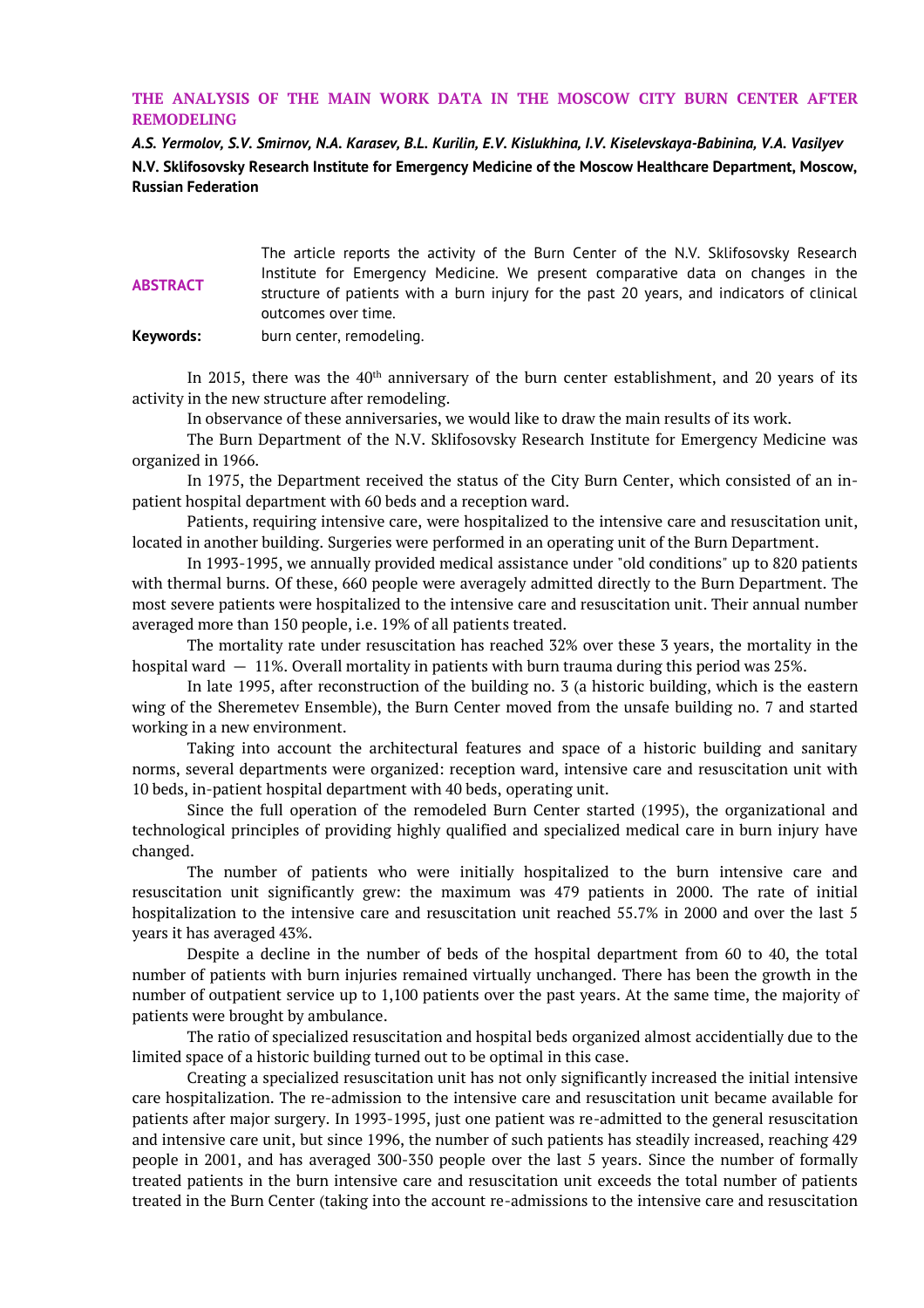# THE ANALYSIS OF THE MAIN WORK DATA IN THE MOSCOW CITY BURN CENTER AFTER REMODELING

***A.S. Yermolov, S.V. Smirnov, N.A. Karasev, B.L. Kurilin, E.V. Kislukhina, I.V. Kiselevskaya-Babinina, V.A. Vasilyev***

**N.V. Sklifosovsky Research Institute for Emergency Medicine of the Moscow Healthcare Department, Moscow, Russian Federation**

**ABSTRACT** The article reports the activity of the Burn Center of the N.V. Sklifosovsky Research Institute for Emergency Medicine. We present comparative data on changes in the structure of patients with a burn injury for the past 20 years, and indicators of clinical outcomes over time.

**Keywords:** burn center, remodeling.

In 2015, there was the 40th anniversary of the burn center establishment, and 20 years of its activity in the new structure after remodeling.

In observance of these anniversaries, we would like to draw the main results of its work.

The Burn Department of the N.V. Sklifosovsky Research Institute for Emergency Medicine was organized in 1966.

In 1975, the Department received the status of the City Burn Center, which consisted of an in-patient hospital department with 60 beds and a reception ward.

Patients, requiring intensive care, were hospitalized to the intensive care and resuscitation unit, located in another building. Surgeries were performed in an operating unit of the Burn Department.

In 1993-1995, we annually provided medical assistance under "old conditions" up to 820 patients with thermal burns. Of these, 660 people were averagely admitted directly to the Burn Department. The most severe patients were hospitalized to the intensive care and resuscitation unit. Their annual number averaged more than 150 people, i.e. 19% of all patients treated.

The mortality rate under resuscitation has reached 32% over these 3 years, the mortality in the hospital ward — 11%. Overall mortality in patients with burn trauma during this period was 25%.

In late 1995, after reconstruction of the building no. 3 (a historic building, which is the eastern wing of the Sheremetev Ensemble), the Burn Center moved from the unsafe building no. 7 and started working in a new environment.

Taking into account the architectural features and space of a historic building and sanitary norms, several departments were organized: reception ward, intensive care and resuscitation unit with 10 beds, in-patient hospital department with 40 beds, operating unit.

Since the full operation of the remodeled Burn Center started (1995), the organizational and technological principles of providing highly qualified and specialized medical care in burn injury have changed.

The number of patients who were initially hospitalized to the burn intensive care and resuscitation unit significantly grew: the maximum was 479 patients in 2000. The rate of initial hospitalization to the intensive care and resuscitation unit reached 55.7% in 2000 and over the last 5 years it has averaged 43%.

Despite a decline in the number of beds of the hospital department from 60 to 40, the total number of patients with burn injuries remained virtually unchanged. There has been the growth in the number of outpatient service up to 1,100 patients over the past years. At the same time, the majority of patients were brought by ambulance.

The ratio of specialized resuscitation and hospital beds organized almost accidentially due to the limited space of a historic building turned out to be optimal in this case.

Creating a specialized resuscitation unit has not only significantly increased the initial intensive care hospitalization. The re-admission to the intensive care and resuscitation unit became available for patients after major surgery. In 1993-1995, just one patient was re-admitted to the general resuscitation and intensive care unit, but since 1996, the number of such patients has steadily increased, reaching 429 people in 2001, and has averaged 300-350 people over the last 5 years. Since the number of formally treated patients in the burn intensive care and resuscitation unit exceeds the total number of patients treated in the Burn Center (taking into the account re-admissions to the intensive care and resuscitation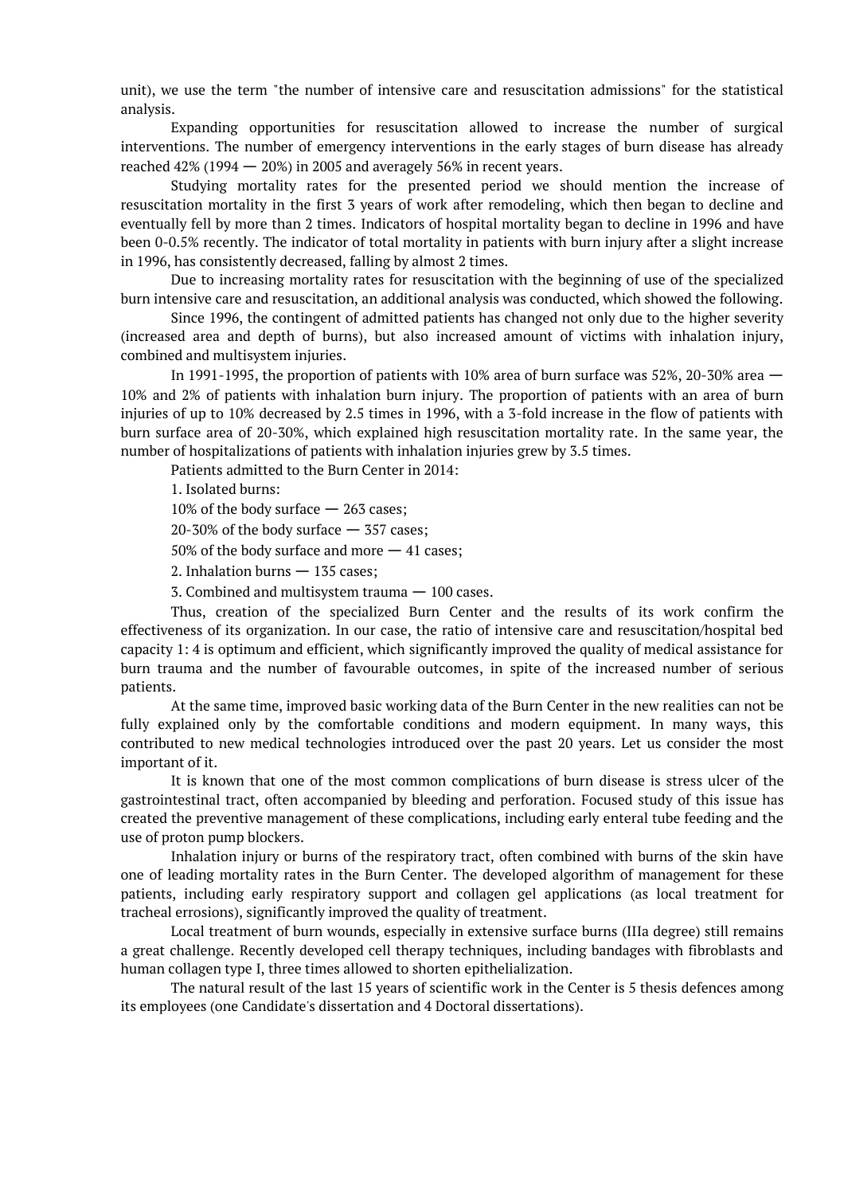unit), we use the term "the number of intensive care and resuscitation admissions" for the statistical analysis.

Expanding opportunities for resuscitation allowed to increase the number of surgical interventions. The number of emergency interventions in the early stages of burn disease has already reached 42% (1994 — 20%) in 2005 and averagely 56% in recent years.

Studying mortality rates for the presented period we should mention the increase of resuscitation mortality in the first 3 years of work after remodeling, which then began to decline and eventually fell by more than 2 times. Indicators of hospital mortality began to decline in 1996 and have been 0-0.5% recently. The indicator of total mortality in patients with burn injury after a slight increase in 1996, has consistently decreased, falling by almost 2 times.

Due to increasing mortality rates for resuscitation with the beginning of use of the specialized burn intensive care and resuscitation, an additional analysis was conducted, which showed the following.

Since 1996, the contingent of admitted patients has changed not only due to the higher severity (increased area and depth of burns), but also increased amount of victims with inhalation injury, combined and multisystem injuries.

In 1991-1995, the proportion of patients with 10% area of burn surface was 52%, 20-30% area — 10% and 2% of patients with inhalation burn injury. The proportion of patients with an area of burn injuries of up to 10% decreased by 2.5 times in 1996, with a 3-fold increase in the flow of patients with burn surface area of 20-30%, which explained high resuscitation mortality rate. In the same year, the number of hospitalizations of patients with inhalation injuries grew by 3.5 times.

Patients admitted to the Burn Center in 2014:

1. Isolated burns:

10% of the body surface — 263 cases;

20-30% of the body surface — 357 cases;

50% of the body surface and more — 41 cases;

2. Inhalation burns — 135 cases;

3. Combined and multisystem trauma — 100 cases.

Thus, creation of the specialized Burn Center and the results of its work confirm the effectiveness of its organization. In our case, the ratio of intensive care and resuscitation/hospital bed capacity 1: 4 is optimum and efficient, which significantly improved the quality of medical assistance for burn trauma and the number of favourable outcomes, in spite of the increased number of serious patients.

At the same time, improved basic working data of the Burn Center in the new realities can not be fully explained only by the comfortable conditions and modern equipment. In many ways, this contributed to new medical technologies introduced over the past 20 years. Let us consider the most important of it.

It is known that one of the most common complications of burn disease is stress ulcer of the gastrointestinal tract, often accompanied by bleeding and perforation. Focused study of this issue has created the preventive management of these complications, including early enteral tube feeding and the use of proton pump blockers.

Inhalation injury or burns of the respiratory tract, often combined with burns of the skin have one of leading mortality rates in the Burn Center. The developed algorithm of management for these patients, including early respiratory support and collagen gel applications (as local treatment for tracheal errosions), significantly improved the quality of treatment.

Local treatment of burn wounds, especially in extensive surface burns (IIIa degree) still remains a great challenge. Recently developed cell therapy techniques, including bandages with fibroblasts and human collagen type I, three times allowed to shorten epithelialization.

The natural result of the last 15 years of scientific work in the Center is 5 thesis defences among its employees (one Candidate's dissertation and 4 Doctoral dissertations).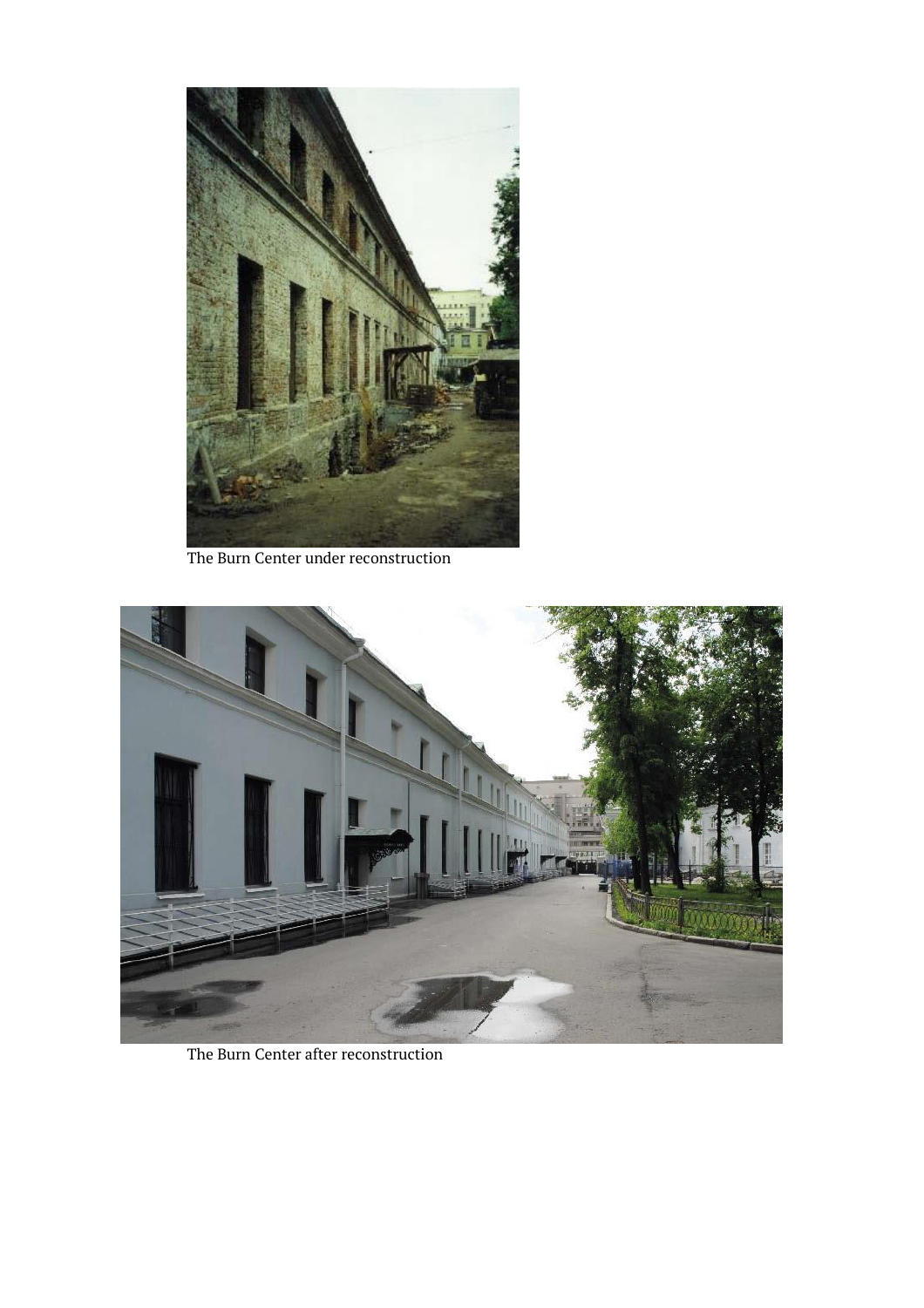The Burn Center under reconstruction

The Burn Center after reconstruction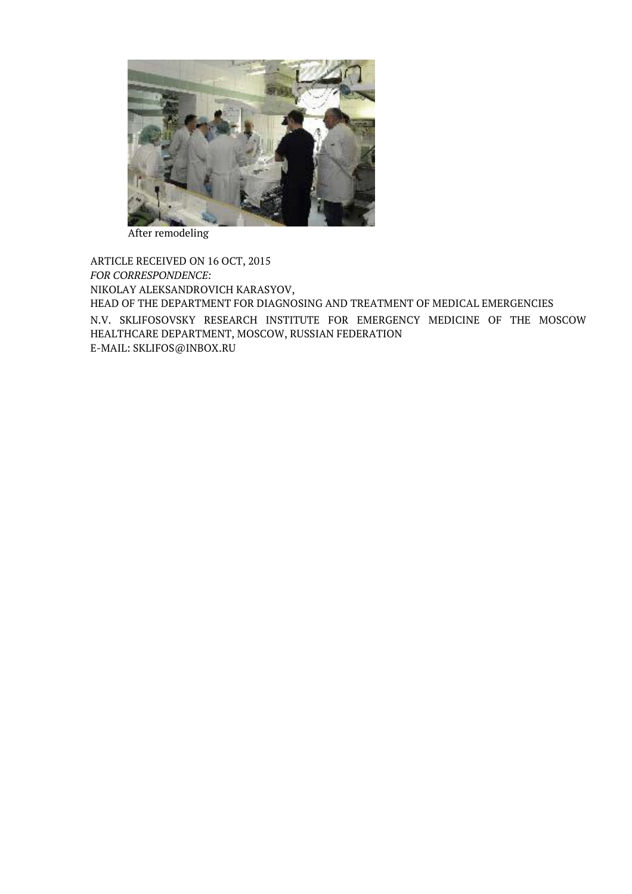After remodeling

ARTICLE RECEIVED ON 16 OCT, 2015

*FOR CORRESPONDENCE*:

NIKOLAY ALEKSANDROVICH KARASYOV,

HEAD OF THE DEPARTMENT FOR DIAGNOSING AND TREATMENT OF MEDICAL EMERGENCIES

N.V. SKLIFOSOVSKY RESEARCH INSTITUTE FOR EMERGENCY MEDICINE OF THE MOSCOW HEALTHCARE DEPARTMENT, MOSCOW, RUSSIAN FEDERATION

E-MAIL: SKLIFOS@INBOX.RU